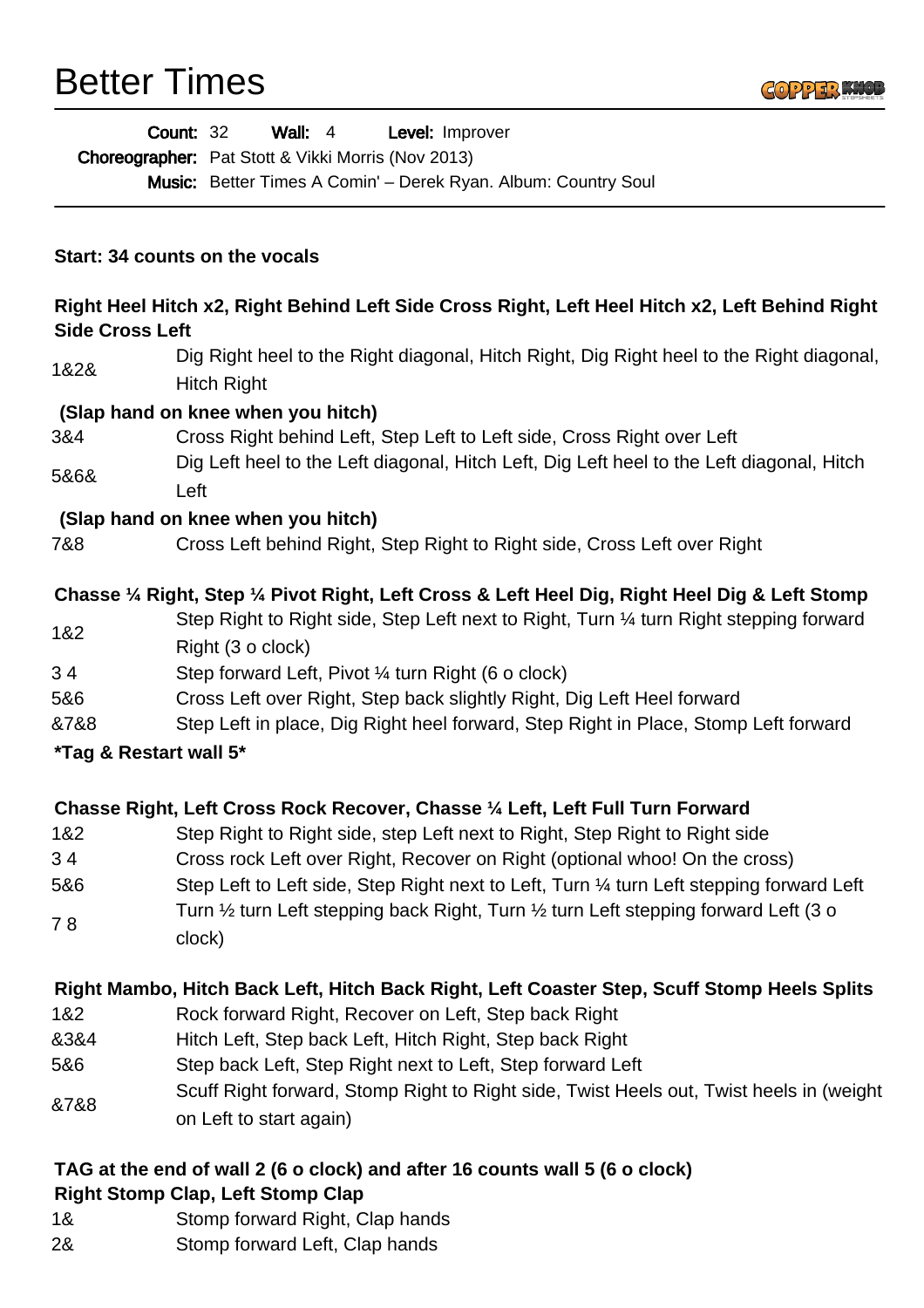# Better Times

**Count:** 32 **Wall:** 4 **Level:** Improver
**Choreographer:** Pat Stott & Vikki Morris (Nov 2013)
**Music:** Better Times A Comin' – Derek Ryan. Album: Country Soul

**Start: 34 counts on the vocals**

**Right Heel Hitch x2, Right Behind Left Side Cross Right, Left Heel Hitch x2, Left Behind Right Side Cross Left**

| | |
|---|---|
| 1&2& | Dig Right heel to the Right diagonal, Hitch Right, Dig Right heel to the Right diagonal, Hitch Right |

**(Slap hand on knee when you hitch)**

| | |
|---|---|
| 3&4 | Cross Right behind Left, Step Left to Left side, Cross Right over Left |
| 5&6& | Dig Left heel to the Left diagonal, Hitch Left, Dig Left heel to the Left diagonal, Hitch Left |

**(Slap hand on knee when you hitch)**

| | |
|---|---|
| 7&8 | Cross Left behind Right, Step Right to Right side, Cross Left over Right |

**Chasse ¼ Right, Step ¼ Pivot Right, Left Cross & Left Heel Dig, Right Heel Dig & Left Stomp**

| | |
|---|---|
| 1&2 | Step Right to Right side, Step Left next to Right, Turn ¼ turn Right stepping forward Right (3 o clock) |
| 3 4 | Step forward Left, Pivot ¼ turn Right (6 o clock) |
| 5&6 | Cross Left over Right, Step back slightly Right, Dig Left Heel forward |
| &7&8 | Step Left in place, Dig Right heel forward, Step Right in Place, Stomp Left forward |

**\*Tag & Restart wall 5\***

**Chasse Right, Left Cross Rock Recover, Chasse ¼ Left, Left Full Turn Forward**

| | |
|---|---|
| 1&2 | Step Right to Right side, step Left next to Right, Step Right to Right side |
| 3 4 | Cross rock Left over Right, Recover on Right (optional whoo! On the cross) |
| 5&6 | Step Left to Left side, Step Right next to Left, Turn ¼ turn Left stepping forward Left |
| 7 8 | Turn ½ turn Left stepping back Right, Turn ½ turn Left stepping forward Left (3 o clock) |

**Right Mambo, Hitch Back Left, Hitch Back Right, Left Coaster Step, Scuff Stomp Heels Splits**

| | |
|---|---|
| 1&2 | Rock forward Right, Recover on Left, Step back Right |
| &3&4 | Hitch Left, Step back Left, Hitch Right, Step back Right |
| 5&6 | Step back Left, Step Right next to Left, Step forward Left |
| &7&8 | Scuff Right forward, Stomp Right to Right side, Twist Heels out, Twist heels in (weight on Left to start again) |

**TAG at the end of wall 2 (6 o clock) and after 16 counts wall 5 (6 o clock)**
**Right Stomp Clap, Left Stomp Clap**

| | |
|---|---|
| 1& | Stomp forward Right, Clap hands |
| 2& | Stomp forward Left, Clap hands |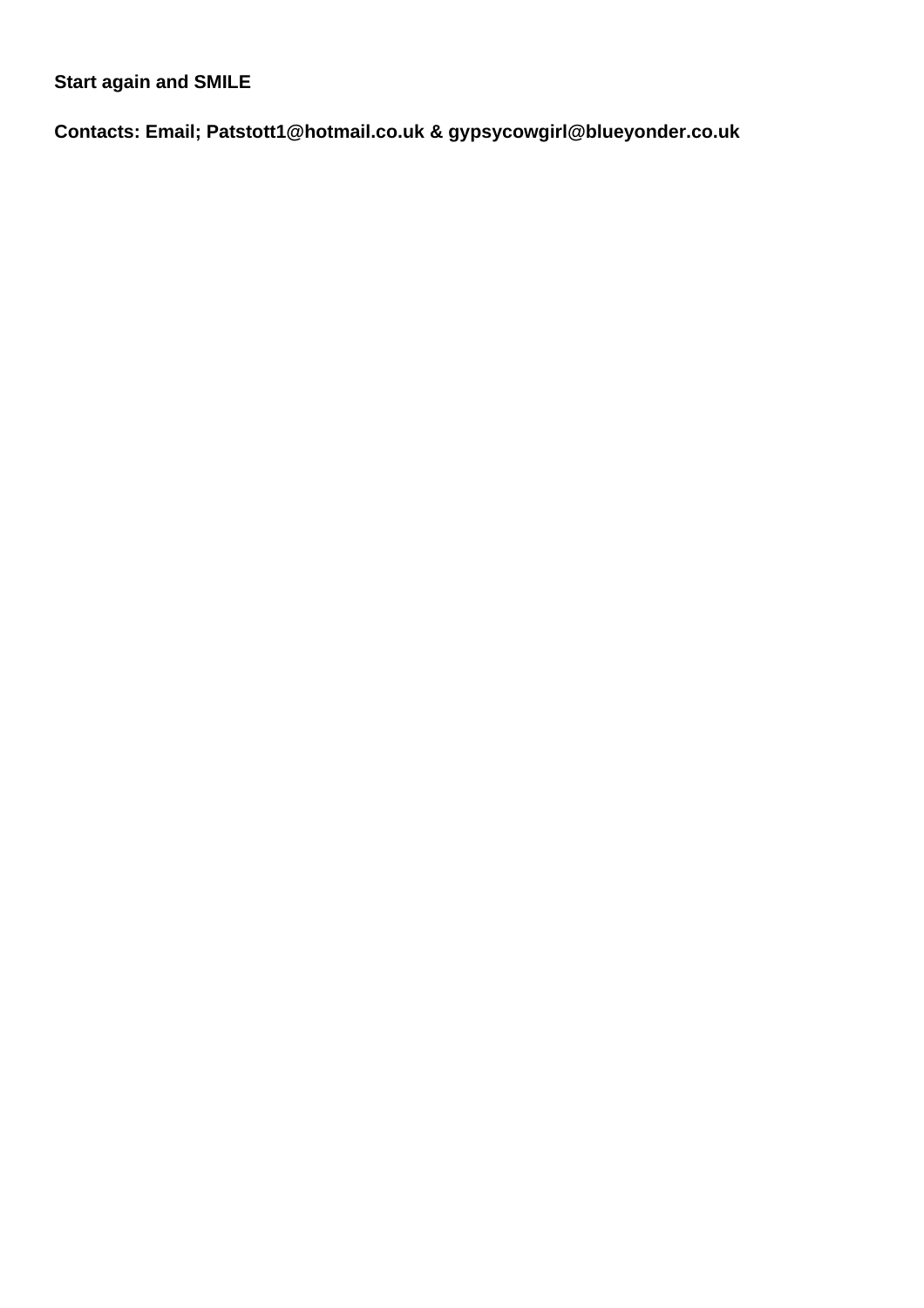**Start again and SMILE**

**Contacts: Email; Patstott1@hotmail.co.uk & gypsycowgirl@blueyonder.co.uk**